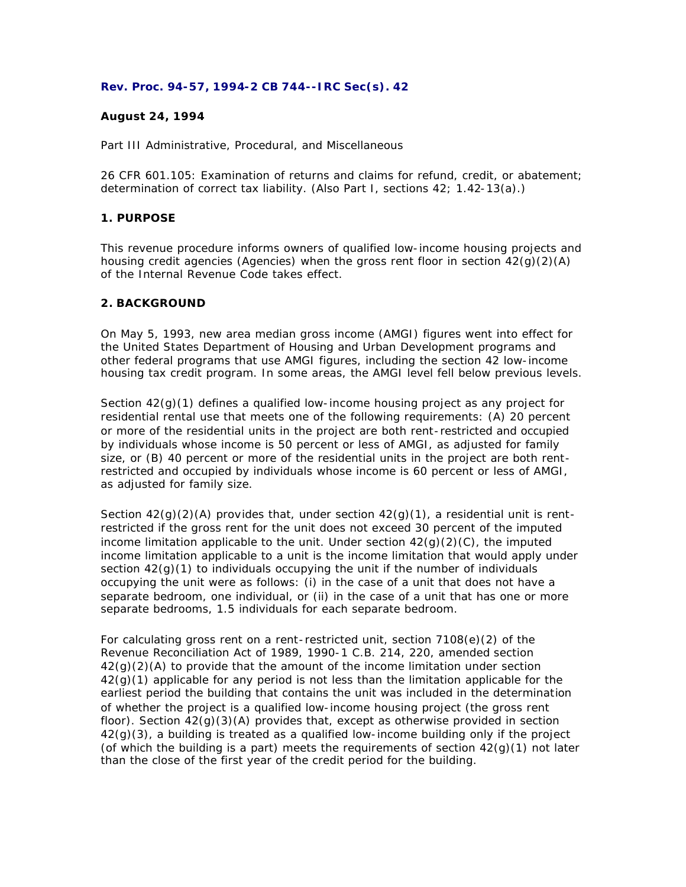**Rev. Proc. 94-57, 1994-2 CB 744--IRC Sec(s). 42**

**August 24, 1994**

Part III Administrative, Procedural, and Miscellaneous

26 CFR 601.105: Examination of returns and claims for refund, credit, or abatement; determination of correct tax liability. (Also Part I, sections 42; 1.42-13(a).)

## 1. PURPOSE

This revenue procedure informs owners of qualified low-income housing projects and housing credit agencies (Agencies) when the gross rent floor in section 42(g)(2)(A) of the Internal Revenue Code takes effect.

## 2. BACKGROUND

On May 5, 1993, new area median gross income (AMGI) figures went into effect for the United States Department of Housing and Urban Development programs and other federal programs that use AMGI figures, including the section 42 low-income housing tax credit program. In some areas, the AMGI level fell below previous levels.

Section 42(g)(1) defines a qualified low-income housing project as any project for residential rental use that meets one of the following requirements: (A) 20 percent or more of the residential units in the project are both rent-restricted and occupied by individuals whose income is 50 percent or less of AMGI, as adjusted for family size, or (B) 40 percent or more of the residential units in the project are both rent-restricted and occupied by individuals whose income is 60 percent or less of AMGI, as adjusted for family size.

Section 42(g)(2)(A) provides that, under section 42(g)(1), a residential unit is rent-restricted if the gross rent for the unit does not exceed 30 percent of the imputed income limitation applicable to the unit. Under section 42(g)(2)(C), the imputed income limitation applicable to a unit is the income limitation that would apply under section 42(g)(1) to individuals occupying the unit if the number of individuals occupying the unit were as follows: (i) in the case of a unit that does not have a separate bedroom, one individual, or (ii) in the case of a unit that has one or more separate bedrooms, 1.5 individuals for each separate bedroom.

For calculating gross rent on a rent-restricted unit, section 7108(e)(2) of the Revenue Reconciliation Act of 1989, 1990-1 C.B. 214, 220, amended section 42(g)(2)(A) to provide that the amount of the income limitation under section 42(g)(1) applicable for any period is not less than the limitation applicable for the earliest period the building that contains the unit was included in the determination of whether the project is a qualified low-income housing project (the gross rent floor). Section 42(g)(3)(A) provides that, except as otherwise provided in section 42(g)(3), a building is treated as a qualified low-income building only if the project (of which the building is a part) meets the requirements of section 42(g)(1) not later than the close of the first year of the credit period for the building.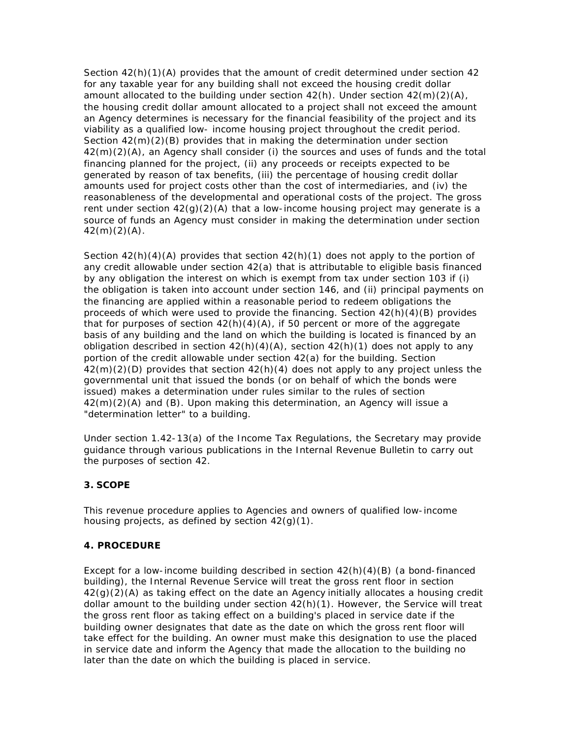Section 42(h)(1)(A) provides that the amount of credit determined under section 42 for any taxable year for any building shall not exceed the housing credit dollar amount allocated to the building under section 42(h). Under section 42(m)(2)(A), the housing credit dollar amount allocated to a project shall not exceed the amount an Agency determines is necessary for the financial feasibility of the project and its viability as a qualified low- income housing project throughout the credit period. Section 42(m)(2)(B) provides that in making the determination under section 42(m)(2)(A), an Agency shall consider (i) the sources and uses of funds and the total financing planned for the project, (ii) any proceeds or receipts expected to be generated by reason of tax benefits, (iii) the percentage of housing credit dollar amounts used for project costs other than the cost of intermediaries, and (iv) the reasonableness of the developmental and operational costs of the project. The gross rent under section 42(g)(2)(A) that a low-income housing project may generate is a source of funds an Agency must consider in making the determination under section 42(m)(2)(A).

Section 42(h)(4)(A) provides that section 42(h)(1) does not apply to the portion of any credit allowable under section 42(a) that is attributable to eligible basis financed by any obligation the interest on which is exempt from tax under section 103 if (i) the obligation is taken into account under section 146, and (ii) principal payments on the financing are applied within a reasonable period to redeem obligations the proceeds of which were used to provide the financing. Section 42(h)(4)(B) provides that for purposes of section 42(h)(4)(A), if 50 percent or more of the aggregate basis of any building and the land on which the building is located is financed by an obligation described in section 42(h)(4)(A), section 42(h)(1) does not apply to any portion of the credit allowable under section 42(a) for the building. Section 42(m)(2)(D) provides that section 42(h)(4) does not apply to any project unless the governmental unit that issued the bonds (or on behalf of which the bonds were issued) makes a determination under rules similar to the rules of section 42(m)(2)(A) and (B). Upon making this determination, an Agency will issue a "determination letter" to a building.

Under section 1.42-13(a) of the Income Tax Regulations, the Secretary may provide guidance through various publications in the Internal Revenue Bulletin to carry out the purposes of section 42.

### 3. SCOPE

This revenue procedure applies to Agencies and owners of qualified low-income housing projects, as defined by section 42(g)(1).

### 4. PROCEDURE

Except for a low-income building described in section 42(h)(4)(B) (a bond-financed building), the Internal Revenue Service will treat the gross rent floor in section 42(g)(2)(A) as taking effect on the date an Agency initially allocates a housing credit dollar amount to the building under section 42(h)(1). However, the Service will treat the gross rent floor as taking effect on a building's placed in service date if the building owner designates that date as the date on which the gross rent floor will take effect for the building. An owner must make this designation to use the placed in service date and inform the Agency that made the allocation to the building no later than the date on which the building is placed in service.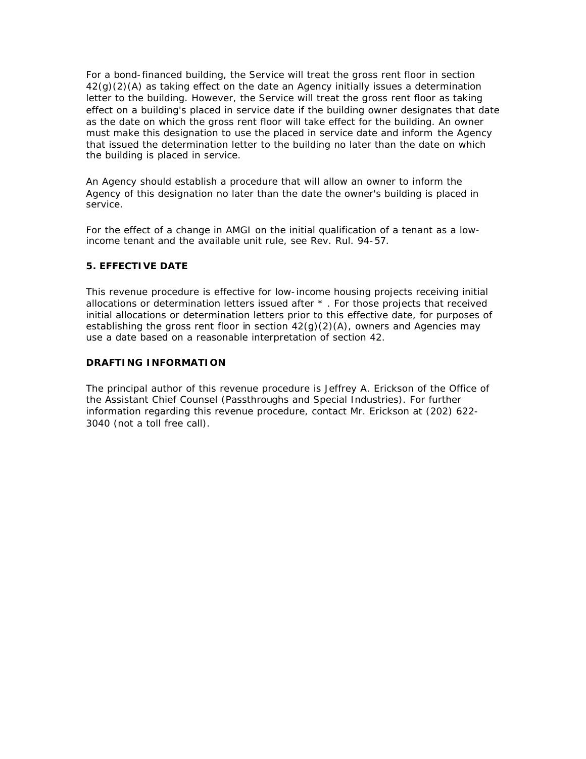For a bond-financed building, the Service will treat the gross rent floor in section 42(g)(2)(A) as taking effect on the date an Agency initially issues a determination letter to the building. However, the Service will treat the gross rent floor as taking effect on a building's placed in service date if the building owner designates that date as the date on which the gross rent floor will take effect for the building. An owner must make this designation to use the placed in service date and inform the Agency that issued the determination letter to the building no later than the date on which the building is placed in service.

An Agency should establish a procedure that will allow an owner to inform the Agency of this designation no later than the date the owner's building is placed in service.

For the effect of a change in AMGI on the initial qualification of a tenant as a low-income tenant and the available unit rule, see Rev. Rul. 94-57.

### 5. EFFECTIVE DATE

This revenue procedure is effective for low-income housing projects receiving initial allocations or determination letters issued after * . For those projects that received initial allocations or determination letters prior to this effective date, for purposes of establishing the gross rent floor in section 42(g)(2)(A), owners and Agencies may use a date based on a reasonable interpretation of section 42.

### DRAFTING INFORMATION

The principal author of this revenue procedure is Jeffrey A. Erickson of the Office of the Assistant Chief Counsel (Passthroughs and Special Industries). For further information regarding this revenue procedure, contact Mr. Erickson at (202) 622-3040 (not a toll free call).